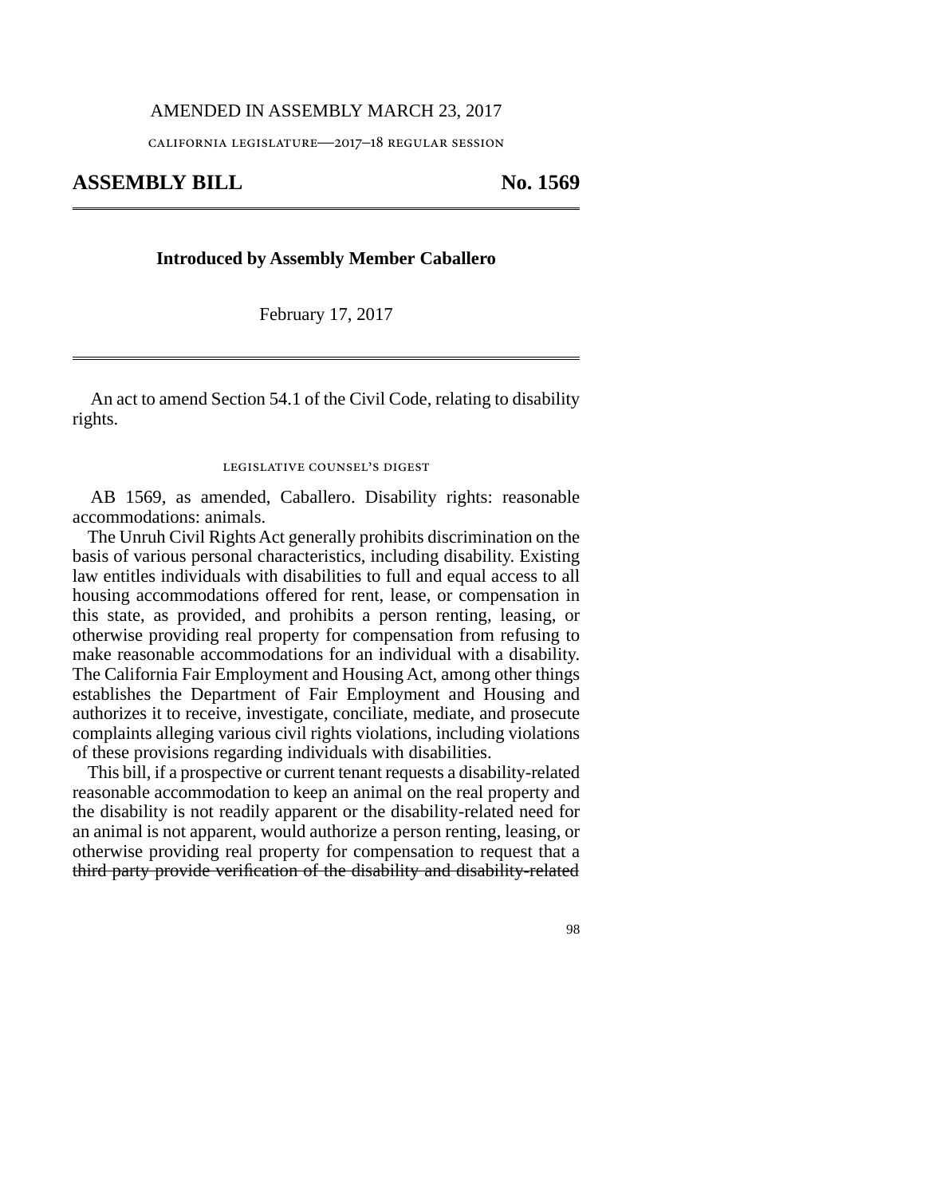AMENDED IN ASSEMBLY MARCH 23, 2017

california legislature—2017–18 regular session

# ASSEMBLY BILL No. 1569

**Introduced by Assembly Member Caballero**

February 17, 2017

An act to amend Section 54.1 of the Civil Code, relating to disability rights.

legislative counsel's digest

AB 1569, as amended, Caballero. Disability rights: reasonable accommodations: animals.

The Unruh Civil Rights Act generally prohibits discrimination on the basis of various personal characteristics, including disability. Existing law entitles individuals with disabilities to full and equal access to all housing accommodations offered for rent, lease, or compensation in this state, as provided, and prohibits a person renting, leasing, or otherwise providing real property for compensation from refusing to make reasonable accommodations for an individual with a disability. The California Fair Employment and Housing Act, among other things establishes the Department of Fair Employment and Housing and authorizes it to receive, investigate, conciliate, mediate, and prosecute complaints alleging various civil rights violations, including violations of these provisions regarding individuals with disabilities.

This bill, if a prospective or current tenant requests a disability-related reasonable accommodation to keep an animal on the real property and the disability is not readily apparent or the disability-related need for an animal is not apparent, would authorize a person renting, leasing, or otherwise providing real property for compensation to request that a ~~third party provide verification of the disability and disability-related~~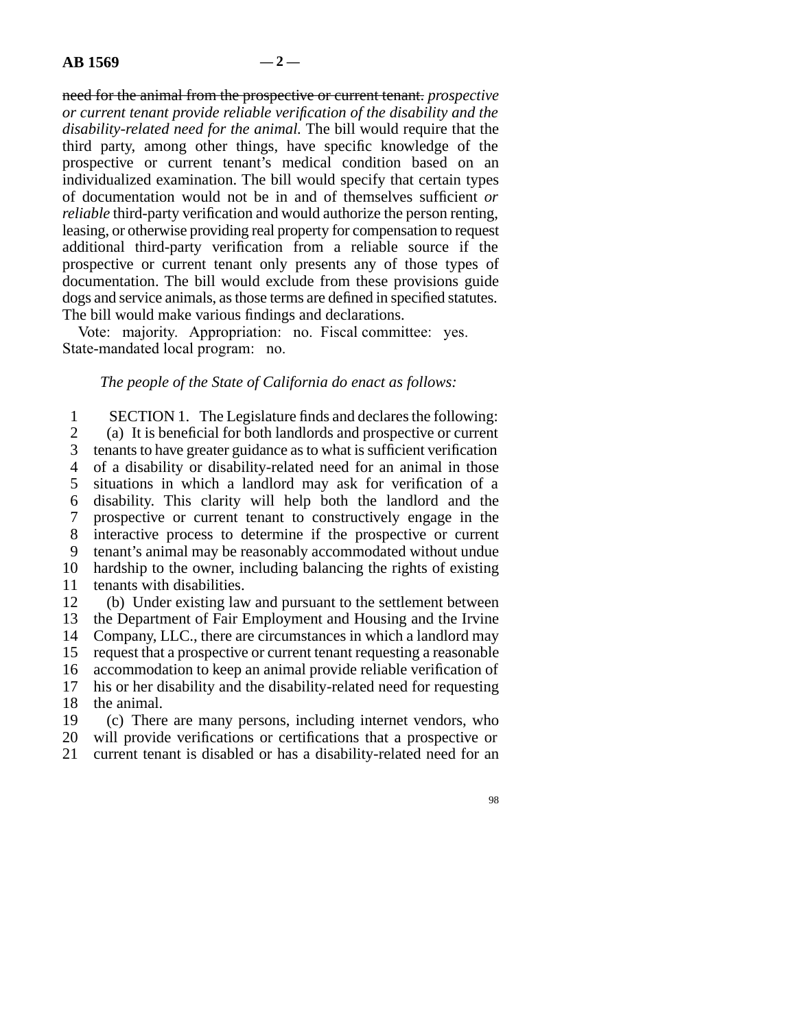~~need for the animal from the prospective or current tenant.~~ *prospective or current tenant provide reliable verification of the disability and the disability-related need for the animal.* The bill would require that the third party, among other things, have specific knowledge of the prospective or current tenant's medical condition based on an individualized examination. The bill would specify that certain types of documentation would not be in and of themselves sufficient *or reliable* third-party verification and would authorize the person renting, leasing, or otherwise providing real property for compensation to request additional third-party verification from a reliable source if the prospective or current tenant only presents any of those types of documentation. The bill would exclude from these provisions guide dogs and service animals, as those terms are defined in specified statutes. The bill would make various findings and declarations.

Vote: majority. Appropriation: no. Fiscal committee: yes. State-mandated local program: no.

*The people of the State of California do enact as follows:*

1 SECTION 1. The Legislature finds and declares the following:
2 (a) It is beneficial for both landlords and prospective or current
3 tenants to have greater guidance as to what is sufficient verification
4 of a disability or disability-related need for an animal in those
5 situations in which a landlord may ask for verification of a
6 disability. This clarity will help both the landlord and the
7 prospective or current tenant to constructively engage in the
8 interactive process to determine if the prospective or current
9 tenant's animal may be reasonably accommodated without undue
10 hardship to the owner, including balancing the rights of existing
11 tenants with disabilities.
12 (b) Under existing law and pursuant to the settlement between
13 the Department of Fair Employment and Housing and the Irvine
14 Company, LLC., there are circumstances in which a landlord may
15 request that a prospective or current tenant requesting a reasonable
16 accommodation to keep an animal provide reliable verification of
17 his or her disability and the disability-related need for requesting
18 the animal.
19 (c) There are many persons, including internet vendors, who
20 will provide verifications or certifications that a prospective or
21 current tenant is disabled or has a disability-related need for an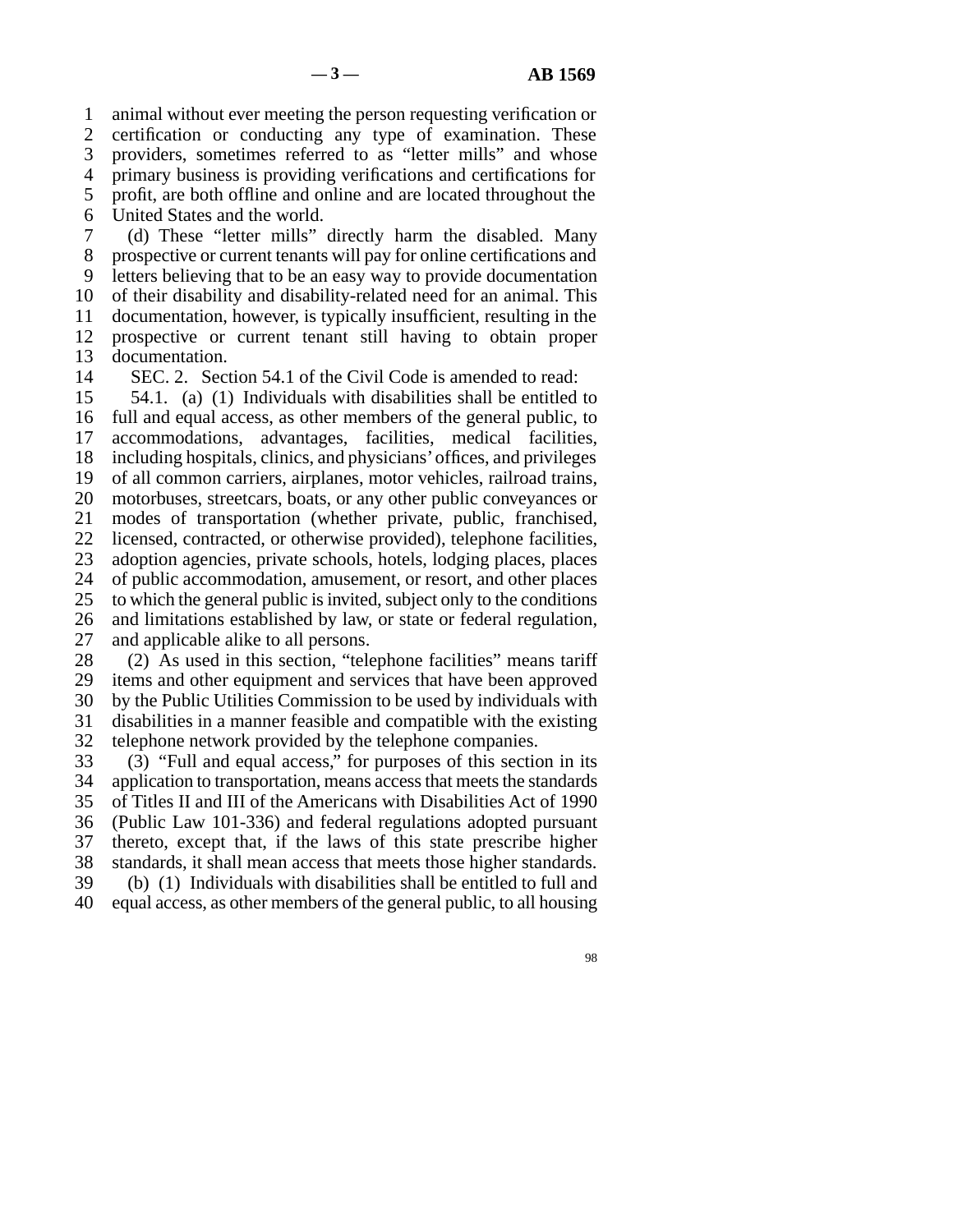animal without ever meeting the person requesting verification or certification or conducting any type of examination. These providers, sometimes referred to as "letter mills" and whose primary business is providing verifications and certifications for profit, are both offline and online and are located throughout the United States and the world.

(d) These "letter mills" directly harm the disabled. Many prospective or current tenants will pay for online certifications and letters believing that to be an easy way to provide documentation of their disability and disability-related need for an animal. This documentation, however, is typically insufficient, resulting in the prospective or current tenant still having to obtain proper documentation.

SEC. 2. Section 54.1 of the Civil Code is amended to read:

54.1. (a) (1) Individuals with disabilities shall be entitled to full and equal access, as other members of the general public, to accommodations, advantages, facilities, medical facilities, including hospitals, clinics, and physicians' offices, and privileges of all common carriers, airplanes, motor vehicles, railroad trains, motorbuses, streetcars, boats, or any other public conveyances or modes of transportation (whether private, public, franchised, licensed, contracted, or otherwise provided), telephone facilities, adoption agencies, private schools, hotels, lodging places, places of public accommodation, amusement, or resort, and other places to which the general public is invited, subject only to the conditions and limitations established by law, or state or federal regulation, and applicable alike to all persons.

(2) As used in this section, "telephone facilities" means tariff items and other equipment and services that have been approved by the Public Utilities Commission to be used by individuals with disabilities in a manner feasible and compatible with the existing telephone network provided by the telephone companies.

(3) "Full and equal access," for purposes of this section in its application to transportation, means access that meets the standards of Titles II and III of the Americans with Disabilities Act of 1990 (Public Law 101-336) and federal regulations adopted pursuant thereto, except that, if the laws of this state prescribe higher standards, it shall mean access that meets those higher standards.

(b) (1) Individuals with disabilities shall be entitled to full and equal access, as other members of the general public, to all housing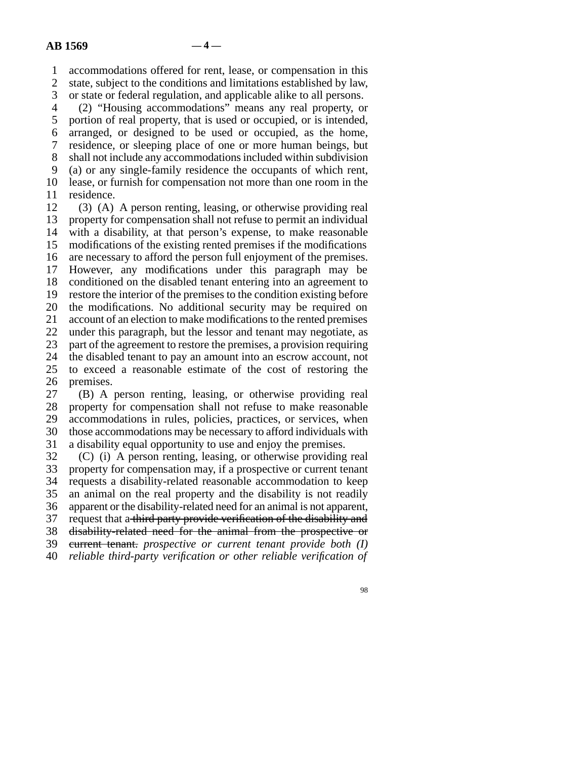accommodations offered for rent, lease, or compensation in this state, subject to the conditions and limitations established by law, or state or federal regulation, and applicable alike to all persons.

(2) "Housing accommodations" means any real property, or portion of real property, that is used or occupied, or is intended, arranged, or designed to be used or occupied, as the home, residence, or sleeping place of one or more human beings, but shall not include any accommodations included within subdivision (a) or any single-family residence the occupants of which rent, lease, or furnish for compensation not more than one room in the residence.

(3) (A) A person renting, leasing, or otherwise providing real property for compensation shall not refuse to permit an individual with a disability, at that person's expense, to make reasonable modifications of the existing rented premises if the modifications are necessary to afford the person full enjoyment of the premises. However, any modifications under this paragraph may be conditioned on the disabled tenant entering into an agreement to restore the interior of the premises to the condition existing before the modifications. No additional security may be required on account of an election to make modifications to the rented premises under this paragraph, but the lessor and tenant may negotiate, as part of the agreement to restore the premises, a provision requiring the disabled tenant to pay an amount into an escrow account, not to exceed a reasonable estimate of the cost of restoring the premises.

(B) A person renting, leasing, or otherwise providing real property for compensation shall not refuse to make reasonable accommodations in rules, policies, practices, or services, when those accommodations may be necessary to afford individuals with a disability equal opportunity to use and enjoy the premises.

(C) (i) A person renting, leasing, or otherwise providing real property for compensation may, if a prospective or current tenant requests a disability-related reasonable accommodation to keep an animal on the real property and the disability is not readily apparent or the disability-related need for an animal is not apparent, request that a ~~third party provide verification of the disability and disability-related need for the animal from the prospective or current tenant.~~ *prospective or current tenant provide both (I) reliable third-party verification or other reliable verification of*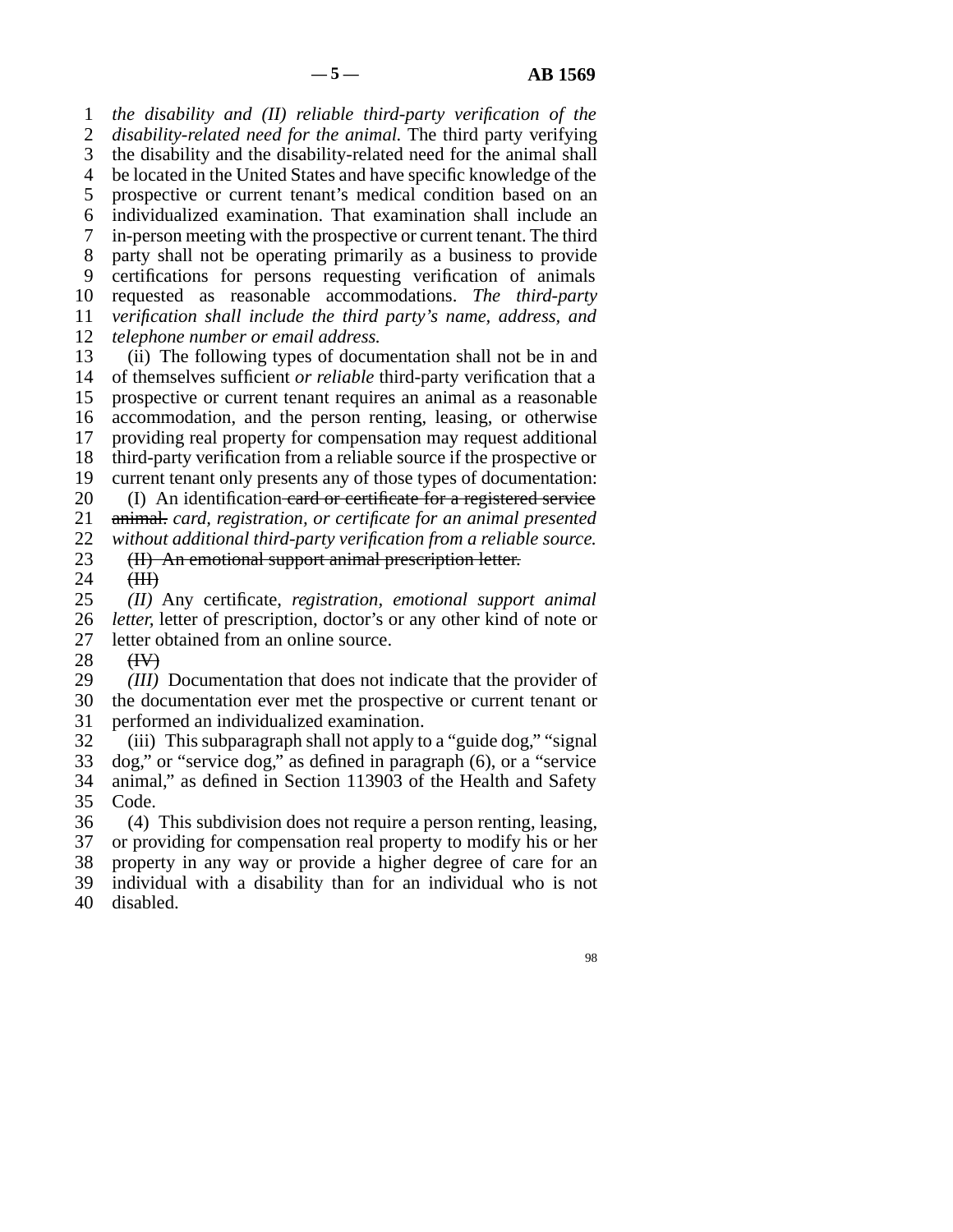*the disability and (II) reliable third-party verification of the disability-related need for the animal.* The third party verifying the disability and the disability-related need for the animal shall be located in the United States and have specific knowledge of the prospective or current tenant's medical condition based on an individualized examination. That examination shall include an in-person meeting with the prospective or current tenant. The third party shall not be operating primarily as a business to provide certifications for persons requesting verification of animals requested as reasonable accommodations. *The third-party verification shall include the third party's name, address, and telephone number or email address.*

(ii) The following types of documentation shall not be in and of themselves sufficient *or reliable* third-party verification that a prospective or current tenant requires an animal as a reasonable accommodation, and the person renting, leasing, or otherwise providing real property for compensation may request additional third-party verification from a reliable source if the prospective or current tenant only presents any of those types of documentation:

(I) An identification ~~card or certificate for a registered service animal.~~ *card, registration, or certificate for an animal presented without additional third-party verification from a reliable source.*

~~(II) An emotional support animal prescription letter.~~

~~(III)~~

*(II)* Any certificate, *registration, emotional support animal letter,* letter of prescription, doctor's or any other kind of note or letter obtained from an online source.

~~(IV)~~

*(III)* Documentation that does not indicate that the provider of the documentation ever met the prospective or current tenant or performed an individualized examination.

(iii) This subparagraph shall not apply to a "guide dog," "signal dog," or "service dog," as defined in paragraph (6), or a "service animal," as defined in Section 113903 of the Health and Safety Code.

(4) This subdivision does not require a person renting, leasing, or providing for compensation real property to modify his or her property in any way or provide a higher degree of care for an individual with a disability than for an individual who is not disabled.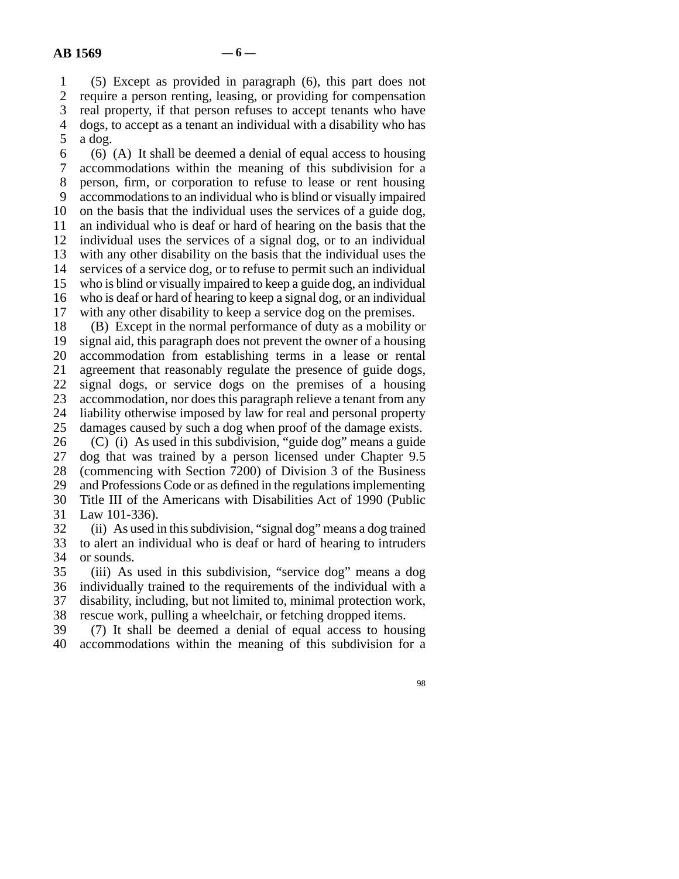(5) Except as provided in paragraph (6), this part does not require a person renting, leasing, or providing for compensation real property, if that person refuses to accept tenants who have dogs, to accept as a tenant an individual with a disability who has a dog.

(6) (A) It shall be deemed a denial of equal access to housing accommodations within the meaning of this subdivision for a person, firm, or corporation to refuse to lease or rent housing accommodations to an individual who is blind or visually impaired on the basis that the individual uses the services of a guide dog, an individual who is deaf or hard of hearing on the basis that the individual uses the services of a signal dog, or to an individual with any other disability on the basis that the individual uses the services of a service dog, or to refuse to permit such an individual who is blind or visually impaired to keep a guide dog, an individual who is deaf or hard of hearing to keep a signal dog, or an individual with any other disability to keep a service dog on the premises.

(B) Except in the normal performance of duty as a mobility or signal aid, this paragraph does not prevent the owner of a housing accommodation from establishing terms in a lease or rental agreement that reasonably regulate the presence of guide dogs, signal dogs, or service dogs on the premises of a housing accommodation, nor does this paragraph relieve a tenant from any liability otherwise imposed by law for real and personal property damages caused by such a dog when proof of the damage exists.

(C) (i) As used in this subdivision, "guide dog" means a guide dog that was trained by a person licensed under Chapter 9.5 (commencing with Section 7200) of Division 3 of the Business and Professions Code or as defined in the regulations implementing Title III of the Americans with Disabilities Act of 1990 (Public Law 101-336).

(ii) As used in this subdivision, "signal dog" means a dog trained to alert an individual who is deaf or hard of hearing to intruders or sounds.

(iii) As used in this subdivision, "service dog" means a dog individually trained to the requirements of the individual with a disability, including, but not limited to, minimal protection work, rescue work, pulling a wheelchair, or fetching dropped items.

(7) It shall be deemed a denial of equal access to housing accommodations within the meaning of this subdivision for a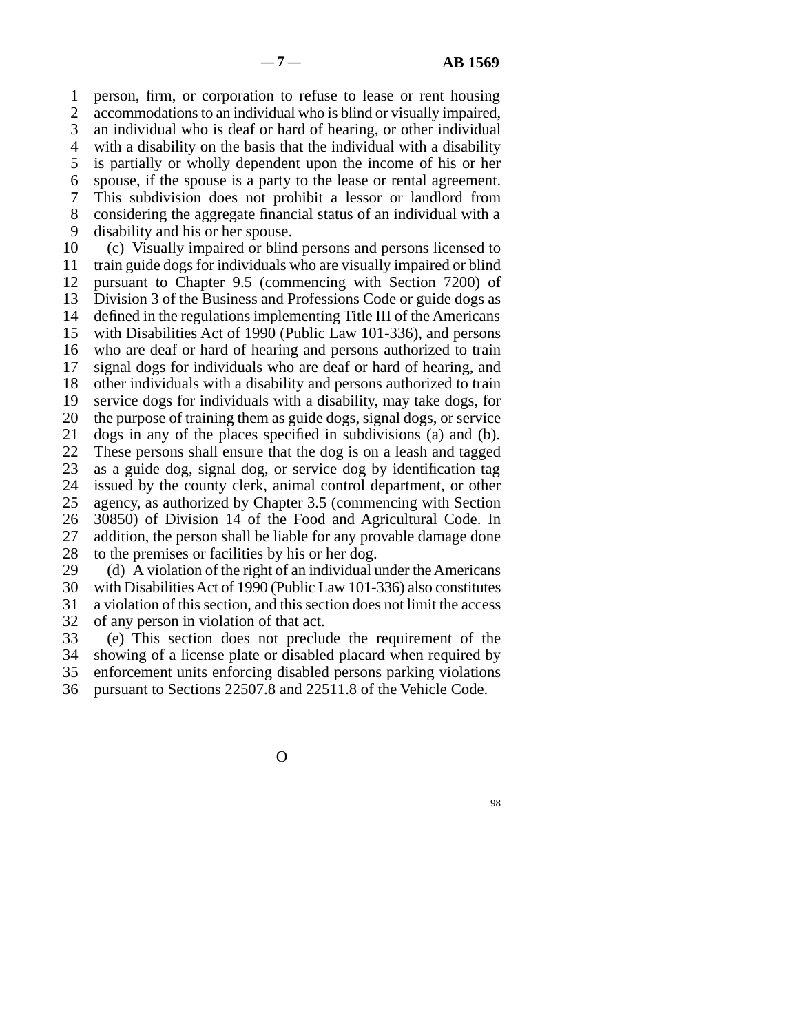person, firm, or corporation to refuse to lease or rent housing accommodations to an individual who is blind or visually impaired, an individual who is deaf or hard of hearing, or other individual with a disability on the basis that the individual with a disability is partially or wholly dependent upon the income of his or her spouse, if the spouse is a party to the lease or rental agreement. This subdivision does not prohibit a lessor or landlord from considering the aggregate financial status of an individual with a disability and his or her spouse.

(c) Visually impaired or blind persons and persons licensed to train guide dogs for individuals who are visually impaired or blind pursuant to Chapter 9.5 (commencing with Section 7200) of Division 3 of the Business and Professions Code or guide dogs as defined in the regulations implementing Title III of the Americans with Disabilities Act of 1990 (Public Law 101-336), and persons who are deaf or hard of hearing and persons authorized to train signal dogs for individuals who are deaf or hard of hearing, and other individuals with a disability and persons authorized to train service dogs for individuals with a disability, may take dogs, for the purpose of training them as guide dogs, signal dogs, or service dogs in any of the places specified in subdivisions (a) and (b). These persons shall ensure that the dog is on a leash and tagged as a guide dog, signal dog, or service dog by identification tag issued by the county clerk, animal control department, or other agency, as authorized by Chapter 3.5 (commencing with Section 30850) of Division 14 of the Food and Agricultural Code. In addition, the person shall be liable for any provable damage done to the premises or facilities by his or her dog.

(d) A violation of the right of an individual under the Americans with Disabilities Act of 1990 (Public Law 101-336) also constitutes a violation of this section, and this section does not limit the access of any person in violation of that act.

(e) This section does not preclude the requirement of the showing of a license plate or disabled placard when required by enforcement units enforcing disabled persons parking violations pursuant to Sections 22507.8 and 22511.8 of the Vehicle Code.

O